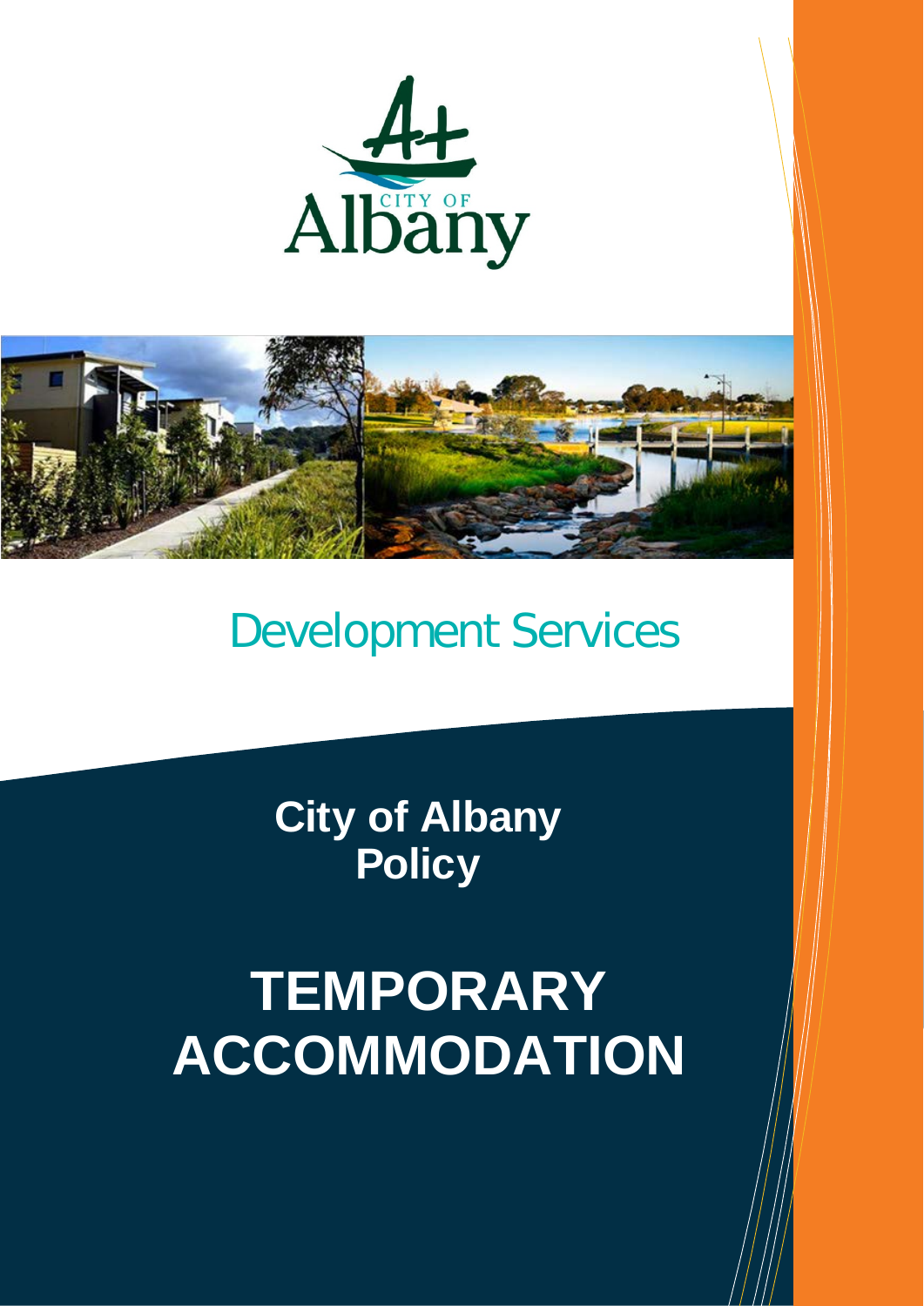CITY OF Albany

Development Services

**City of Albany Policy**

# TEMPORARY ACCOMMODATION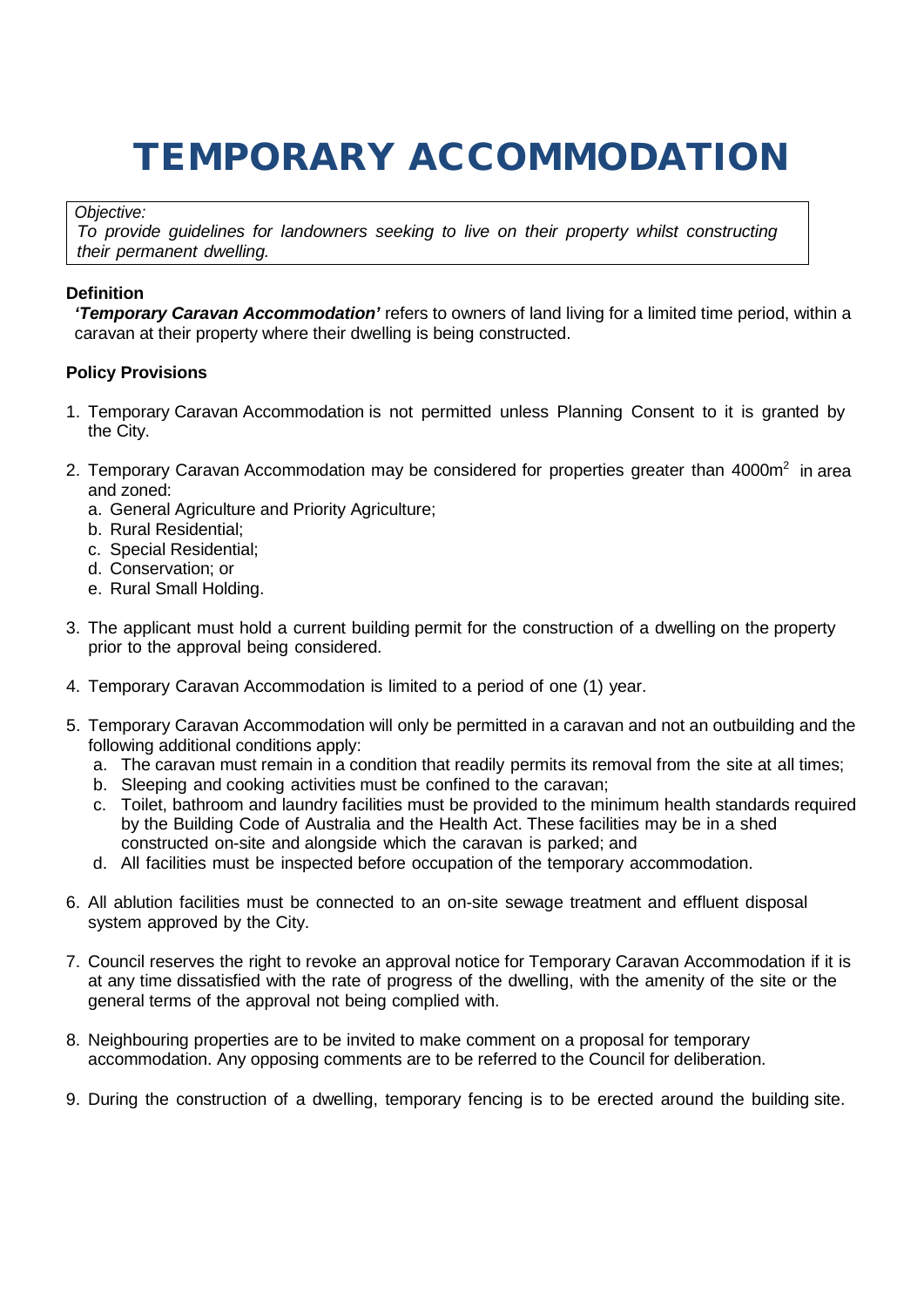# TEMPORARY ACCOMMODATION

*Objective:*
*To provide guidelines for landowners seeking to live on their property whilst constructing their permanent dwelling.*

**Definition**

***'Temporary Caravan Accommodation'*** refers to owners of land living for a limited time period, within a caravan at their property where their dwelling is being constructed.

**Policy Provisions**

1. Temporary Caravan Accommodation is not permitted unless Planning Consent to it is granted by the City.

2. Temporary Caravan Accommodation may be considered for properties greater than 4000m$^2$ in area and zoned:
   a. General Agriculture and Priority Agriculture;
   b. Rural Residential;
   c. Special Residential;
   d. Conservation; or
   e. Rural Small Holding.

3. The applicant must hold a current building permit for the construction of a dwelling on the property prior to the approval being considered.

4. Temporary Caravan Accommodation is limited to a period of one (1) year.

5. Temporary Caravan Accommodation will only be permitted in a caravan and not an outbuilding and the following additional conditions apply:
   a. The caravan must remain in a condition that readily permits its removal from the site at all times;
   b. Sleeping and cooking activities must be confined to the caravan;
   c. Toilet, bathroom and laundry facilities must be provided to the minimum health standards required by the Building Code of Australia and the Health Act. These facilities may be in a shed constructed on-site and alongside which the caravan is parked; and
   d. All facilities must be inspected before occupation of the temporary accommodation.

6. All ablution facilities must be connected to an on-site sewage treatment and effluent disposal system approved by the City.

7. Council reserves the right to revoke an approval notice for Temporary Caravan Accommodation if it is at any time dissatisfied with the rate of progress of the dwelling, with the amenity of the site or the general terms of the approval not being complied with.

8. Neighbouring properties are to be invited to make comment on a proposal for temporary accommodation. Any opposing comments are to be referred to the Council for deliberation.

9. During the construction of a dwelling, temporary fencing is to be erected around the building site.